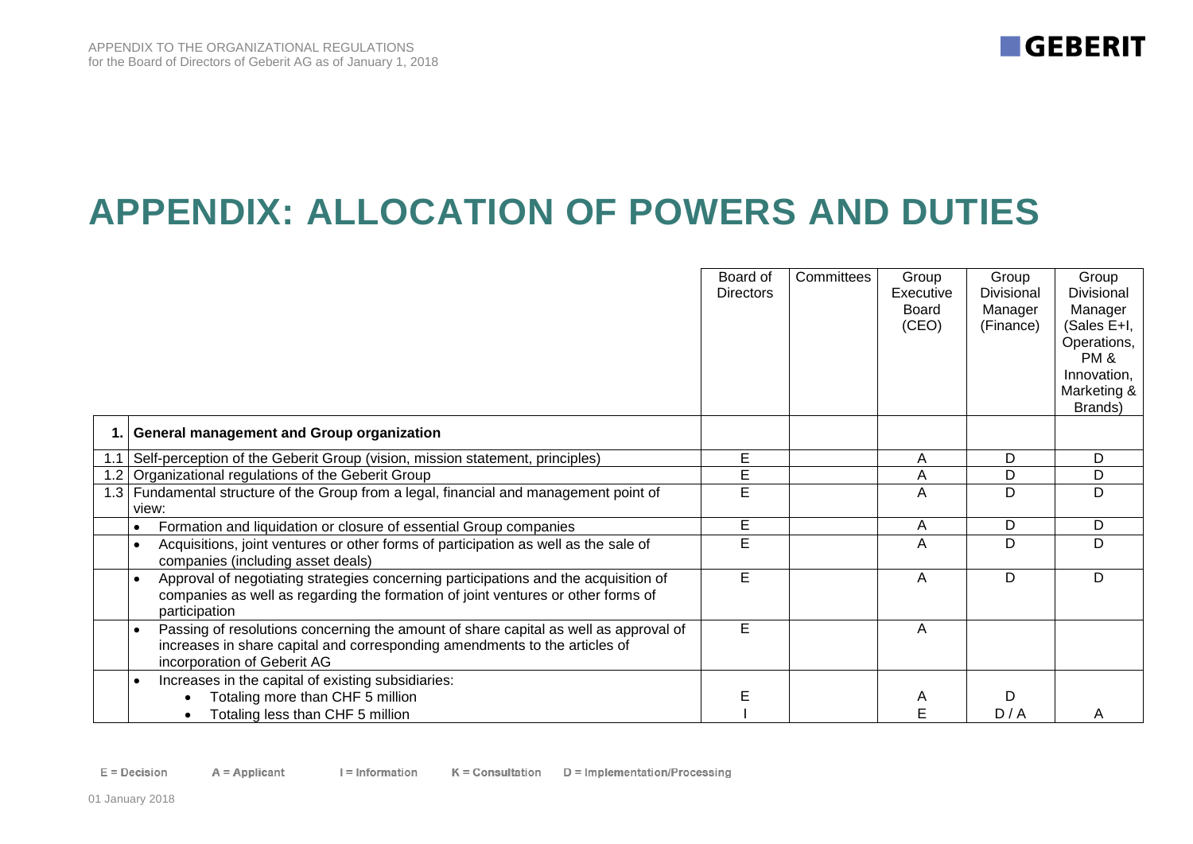APPENDIX TO THE ORGANIZATIONAL REGULATIONS
for the Board of Directors of Geberit AG as of January 1, 2018

# APPENDIX: ALLOCATION OF POWERS AND DUTIES

| | | Board of Directors | Committees | Group Executive Board (CEO) | Group Divisional Manager (Finance) | Group Divisional Manager (Sales E+I, Operations, PM & Innovation, Marketing & Brands) |
|---|---|---|---|---|---|---|
| **1.** | **General management and Group organization** | | | | | |
| 1.1 | Self-perception of the Geberit Group (vision, mission statement, principles) | E | | A | D | D |
| 1.2 | Organizational regulations of the Geberit Group | E | | A | D | D |
| 1.3 | Fundamental structure of the Group from a legal, financial and management point of view: | E | | A | D | D |
| | • Formation and liquidation or closure of essential Group companies | E | | A | D | D |
| | • Acquisitions, joint ventures or other forms of participation as well as the sale of companies (including asset deals) | E | | A | D | D |
| | • Approval of negotiating strategies concerning participations and the acquisition of companies as well as regarding the formation of joint ventures or other forms of participation | E | | A | D | D |
| | • Passing of resolutions concerning the amount of share capital as well as approval of increases in share capital and corresponding amendments to the articles of incorporation of Geberit AG | E | | A | | |
| | • Increases in the capital of existing subsidiaries: | | | | | |
| | ◦ Totaling more than CHF 5 million | E | | A | D | |
| | ◦ Totaling less than CHF 5 million | I | | E | D / A | A |

E = Decision A = Applicant I = Information K = Consultation D = Implementation/Processing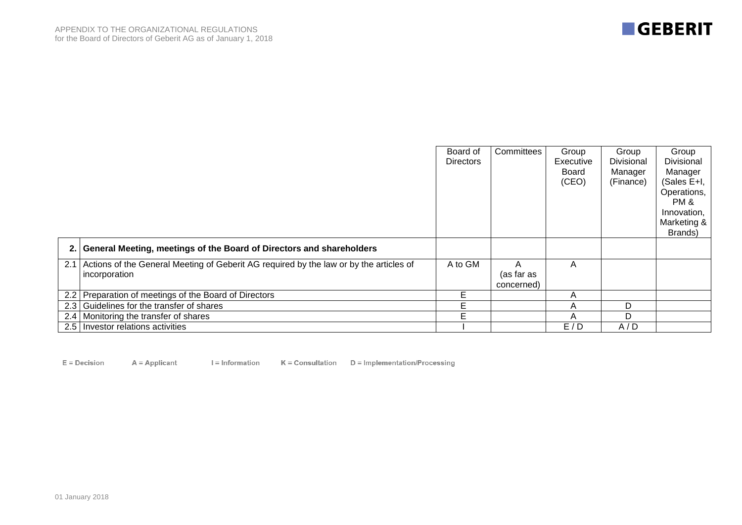| | | Board of Directors | Committees | Group Executive Board (CEO) | Group Divisional Manager (Finance) | Group Divisional Manager (Sales E+I, Operations, PM & Innovation, Marketing & Brands) |
|---|---|---|---|---|---|---|
| **2.** | **General Meeting, meetings of the Board of Directors and shareholders** | | | | | |
| 2.1 | Actions of the General Meeting of Geberit AG required by the law or by the articles of incorporation | A to GM | A (as far as concerned) | A | | |
| 2.2 | Preparation of meetings of the Board of Directors | E | | A | | |
| 2.3 | Guidelines for the transfer of shares | E | | A | D | |
| 2.4 | Monitoring the transfer of shares | E | | A | D | |
| 2.5 | Investor relations activities | I | | E / D | A / D | |

E = Decision  A = Applicant  I = Information  K = Consultation  D = Implementation/Processing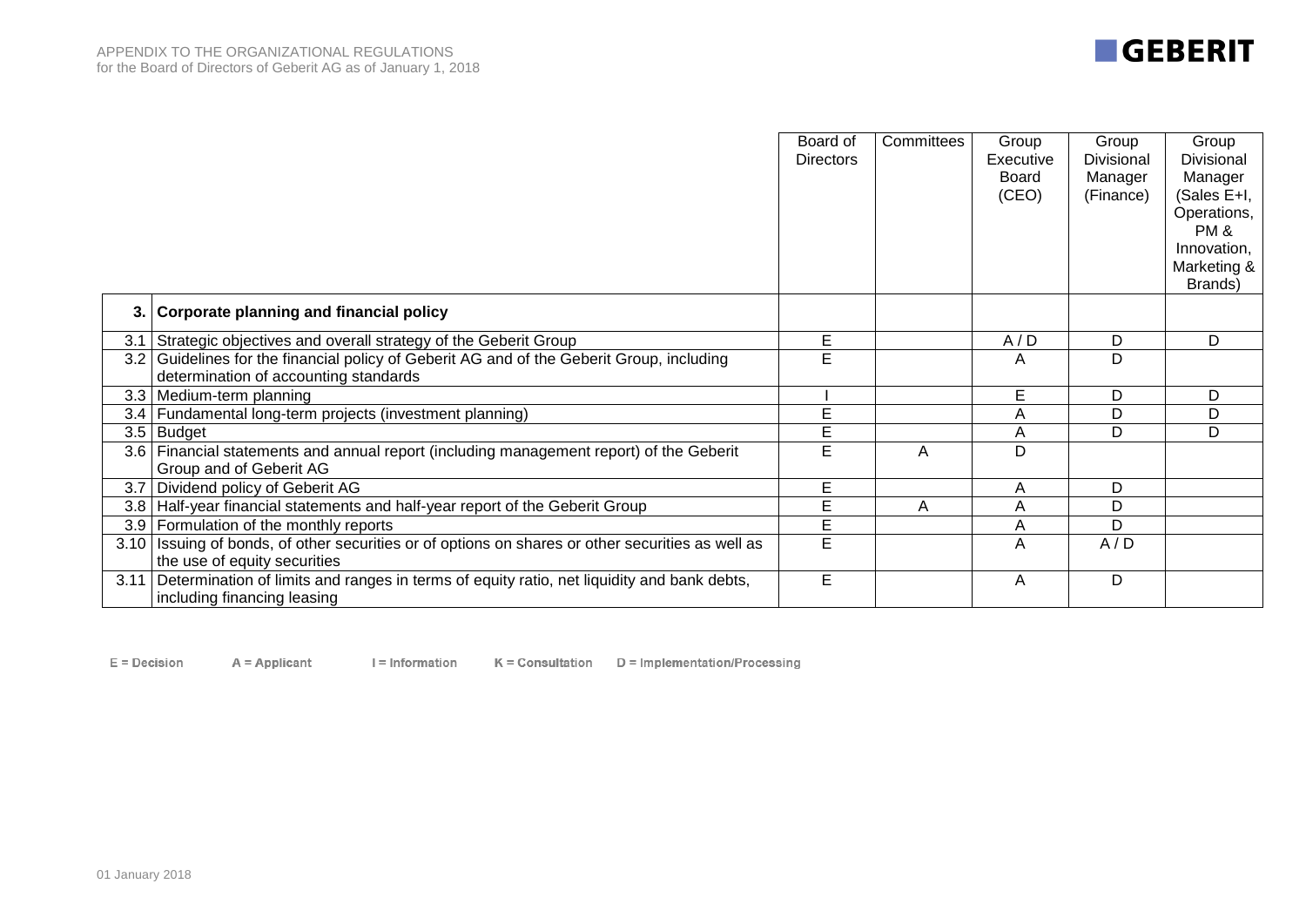| | | Board of Directors | Committees | Group Executive Board (CEO) | Group Divisional Manager (Finance) | Group Divisional Manager (Sales E+I, Operations, PM & Innovation, Marketing & Brands) |
|---|---|---|---|---|---|---|
| **3.** | **Corporate planning and financial policy** | | | | | |
| 3.1 | Strategic objectives and overall strategy of the Geberit Group | E | | A / D | D | D |
| 3.2 | Guidelines for the financial policy of Geberit AG and of the Geberit Group, including determination of accounting standards | E | | A | D | |
| 3.3 | Medium-term planning | I | | E | D | D |
| 3.4 | Fundamental long-term projects (investment planning) | E | | A | D | D |
| 3.5 | Budget | E | | A | D | D |
| 3.6 | Financial statements and annual report (including management report) of the Geberit Group and of Geberit AG | E | A | D | | |
| 3.7 | Dividend policy of Geberit AG | E | | A | D | |
| 3.8 | Half-year financial statements and half-year report of the Geberit Group | E | A | A | D | |
| 3.9 | Formulation of the monthly reports | E | | A | D | |
| 3.10 | Issuing of bonds, of other securities or of options on shares or other securities as well as the use of equity securities | E | | A | A / D | |
| 3.11 | Determination of limits and ranges in terms of equity ratio, net liquidity and bank debts, including financing leasing | E | | A | D | |

E = Decision A = Applicant I = Information K = Consultation D = Implementation/Processing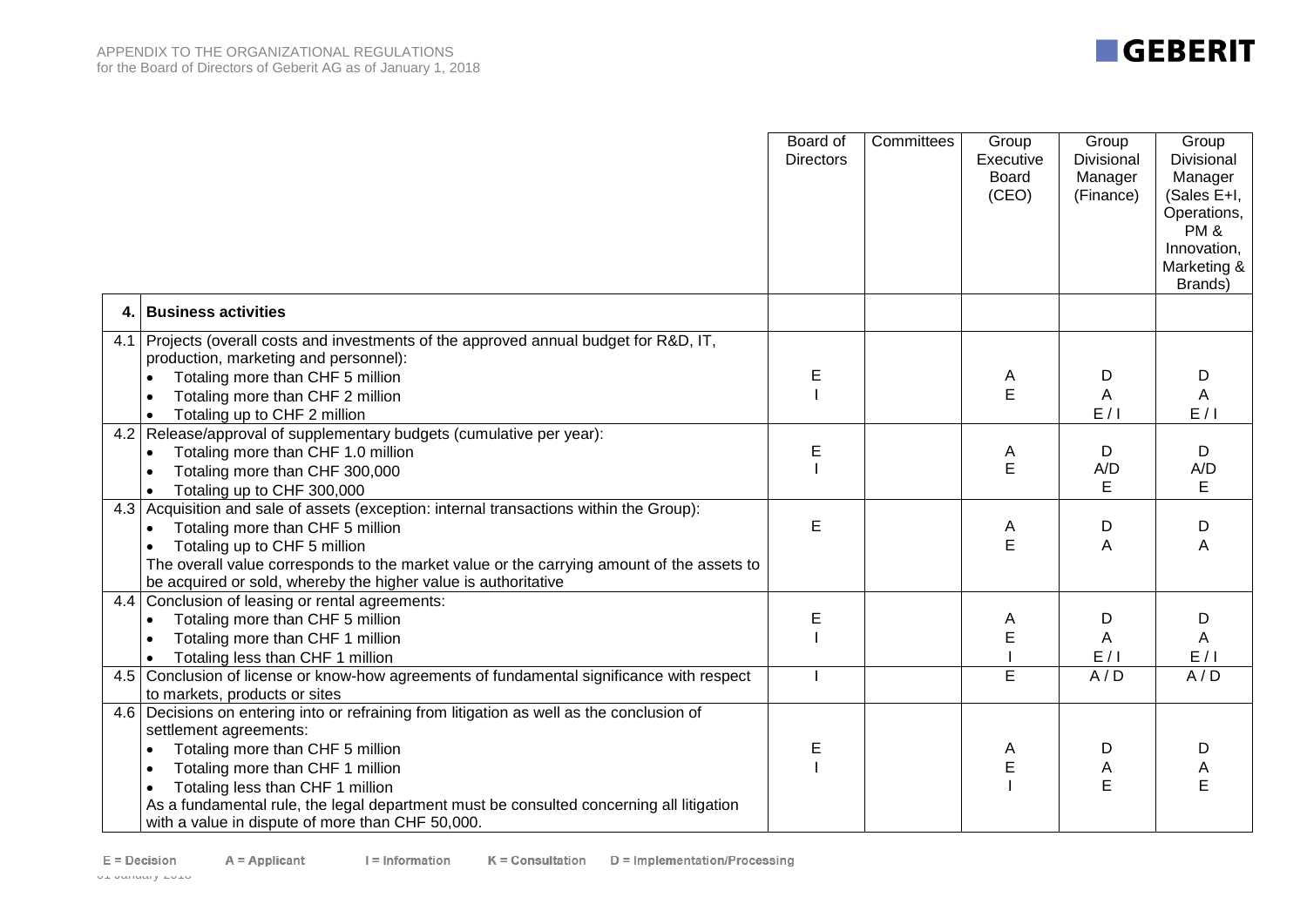| | | Board of Directors | Committees | Group Executive Board (CEO) | Group Divisional Manager (Finance) | Group Divisional Manager (Sales E+I, Operations, PM & Innovation, Marketing & Brands) |
|---|---|---|---|---|---|---|
| **4.** | **Business activities** | | | | | |
| 4.1 | Projects (overall costs and investments of the approved annual budget for R&D, IT, production, marketing and personnel): | | | | | |
| | • Totaling more than CHF 5 million | E | | A | D | D |
| | • Totaling more than CHF 2 million | I | | E | A | A |
| | • Totaling up to CHF 2 million | | | | E / I | E / I |
| 4.2 | Release/approval of supplementary budgets (cumulative per year): | | | | | |
| | • Totaling more than CHF 1.0 million | E | | A | D | D |
| | • Totaling more than CHF 300,000 | I | | E | A/D | A/D |
| | • Totaling up to CHF 300,000 | | | | E | E |
| 4.3 | Acquisition and sale of assets (exception: internal transactions within the Group): | | | | | |
| | • Totaling more than CHF 5 million | E | | A | D | D |
| | • Totaling up to CHF 5 million | | | E | A | A |
| | The overall value corresponds to the market value or the carrying amount of the assets to be acquired or sold, whereby the higher value is authoritative | | | | | |
| 4.4 | Conclusion of leasing or rental agreements: | | | | | |
| | • Totaling more than CHF 5 million | E | | A | D | D |
| | • Totaling more than CHF 1 million | I | | E | A | A |
| | • Totaling less than CHF 1 million | | | I | E / I | E / I |
| 4.5 | Conclusion of license or know-how agreements of fundamental significance with respect to markets, products or sites | I | | E | A / D | A / D |
| 4.6 | Decisions on entering into or refraining from litigation as well as the conclusion of settlement agreements: | | | | | |
| | • Totaling more than CHF 5 million | E | | A | D | D |
| | • Totaling more than CHF 1 million | I | | E | A | A |
| | • Totaling less than CHF 1 million | | | I | E | E |
| | As a fundamental rule, the legal department must be consulted concerning all litigation with a value in dispute of more than CHF 50,000. | | | | | |

E = Decision  A = Applicant  I = Information  K = Consultation  D = Implementation/Processing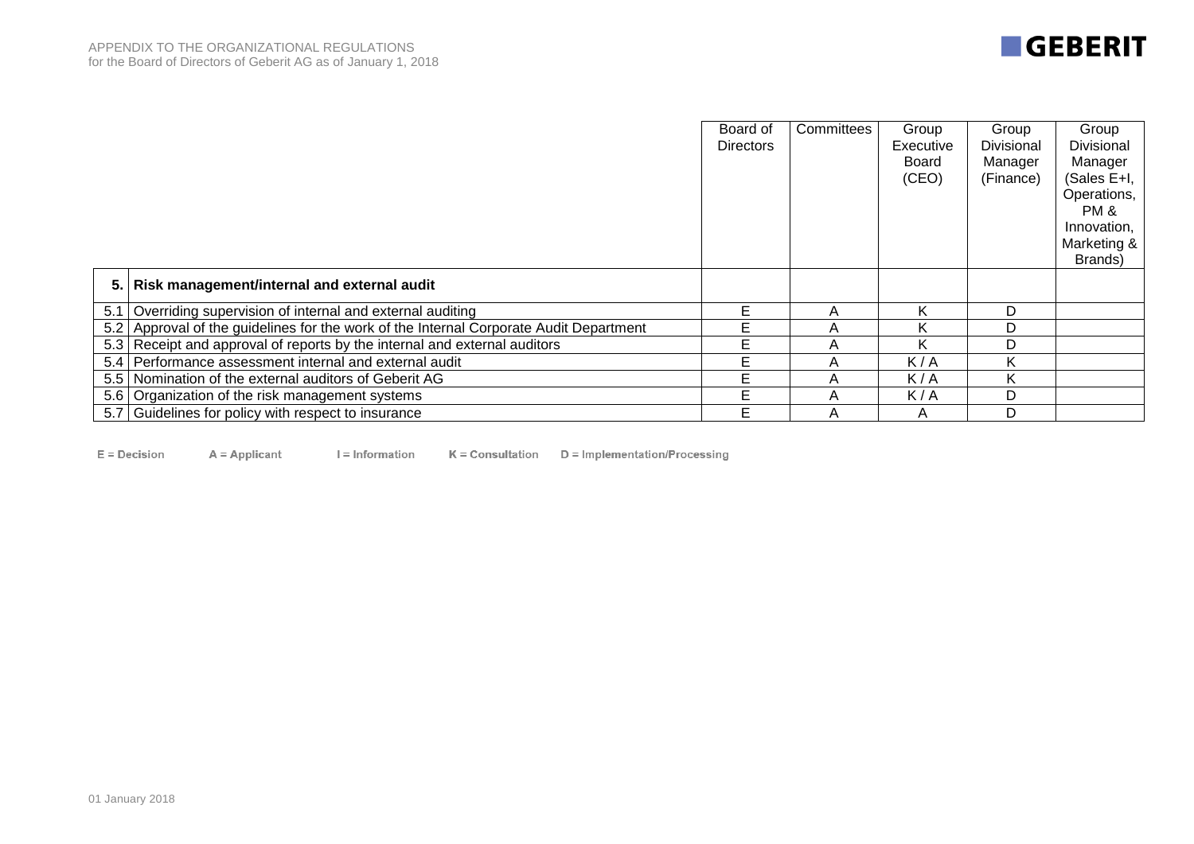| | | Board of Directors | Committees | Group Executive Board (CEO) | Group Divisional Manager (Finance) | Group Divisional Manager (Sales E+I, Operations, PM & Innovation, Marketing & Brands) |
|---|---|---|---|---|---|---|
| **5.** | **Risk management/internal and external audit** | | | | | |
| 5.1 | Overriding supervision of internal and external auditing | E | A | K | D | |
| 5.2 | Approval of the guidelines for the work of the Internal Corporate Audit Department | E | A | K | D | |
| 5.3 | Receipt and approval of reports by the internal and external auditors | E | A | K | D | |
| 5.4 | Performance assessment internal and external audit | E | A | K / A | K | |
| 5.5 | Nomination of the external auditors of Geberit AG | E | A | K / A | K | |
| 5.6 | Organization of the risk management systems | E | A | K / A | D | |
| 5.7 | Guidelines for policy with respect to insurance | E | A | A | D | |

E = Decision A = Applicant I = Information K = Consultation D = Implementation/Processing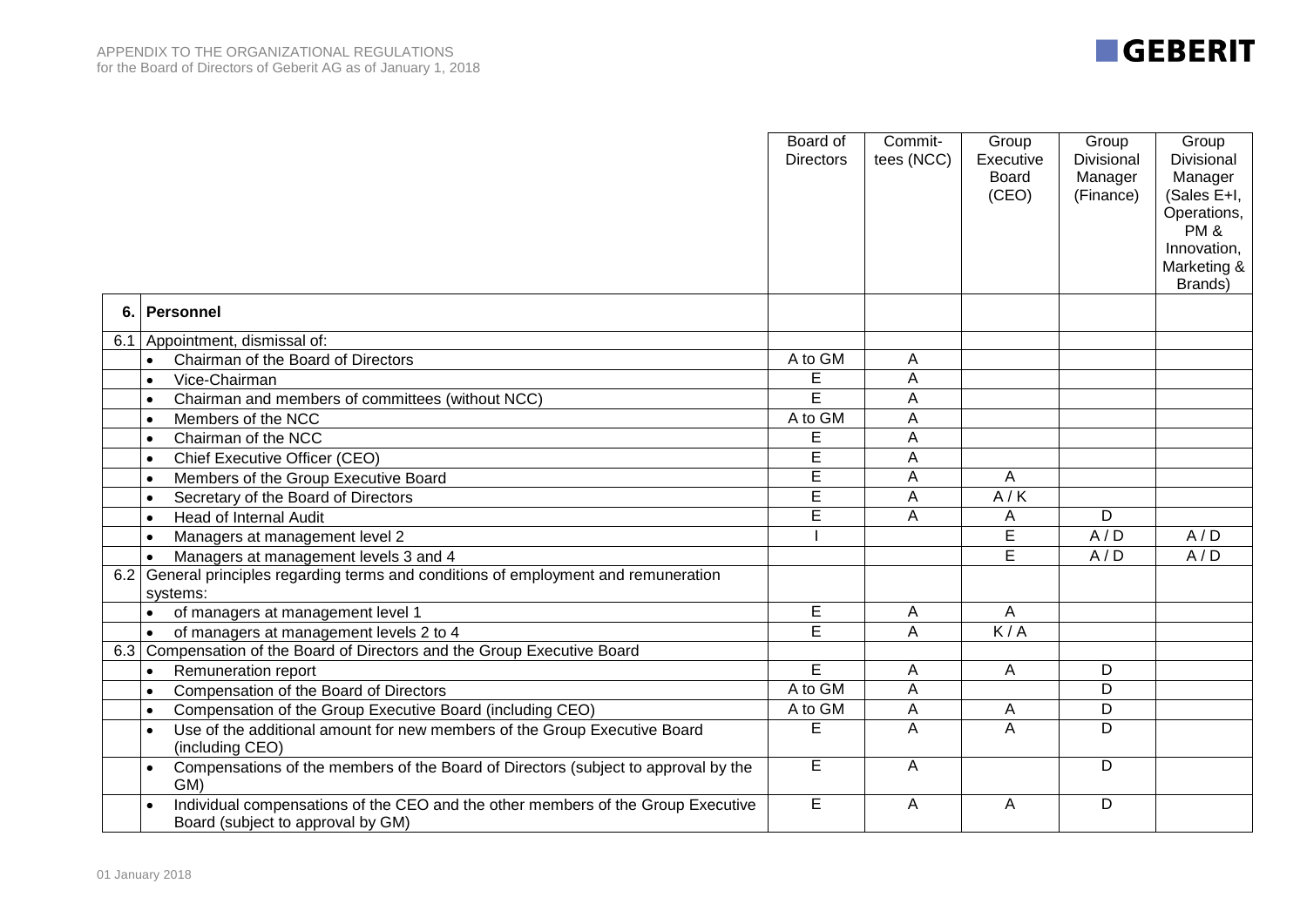| | | Board of Directors | Commit-tees (NCC) | Group Executive Board (CEO) | Group Divisional Manager (Finance) | Group Divisional Manager (Sales E+I, Operations, PM & Innovation, Marketing & Brands) |
|---|---|---|---|---|---|---|
| **6.** | **Personnel** | | | | | |
| 6.1 | Appointment, dismissal of: | | | | | |
| | • Chairman of the Board of Directors | A to GM | A | | | |
| | • Vice-Chairman | E | A | | | |
| | • Chairman and members of committees (without NCC) | E | A | | | |
| | • Members of the NCC | A to GM | A | | | |
| | • Chairman of the NCC | E | A | | | |
| | • Chief Executive Officer (CEO) | E | A | | | |
| | • Members of the Group Executive Board | E | A | A | | |
| | • Secretary of the Board of Directors | E | A | A / K | | |
| | • Head of Internal Audit | E | A | A | D | |
| | • Managers at management level 2 | I | | E | A / D | A / D |
| | • Managers at management levels 3 and 4 | | | E | A / D | A / D |
| 6.2 | General principles regarding terms and conditions of employment and remuneration systems: | | | | | |
| | • of managers at management level 1 | E | A | A | | |
| | • of managers at management levels 2 to 4 | E | A | K / A | | |
| 6.3 | Compensation of the Board of Directors and the Group Executive Board | | | | | |
| | • Remuneration report | E | A | A | D | |
| | • Compensation of the Board of Directors | A to GM | A | | D | |
| | • Compensation of the Group Executive Board (including CEO) | A to GM | A | A | D | |
| | • Use of the additional amount for new members of the Group Executive Board (including CEO) | E | A | A | D | |
| | • Compensations of the members of the Board of Directors (subject to approval by the GM) | E | A | | D | |
| | • Individual compensations of the CEO and the other members of the Group Executive Board (subject to approval by GM) | E | A | A | D | |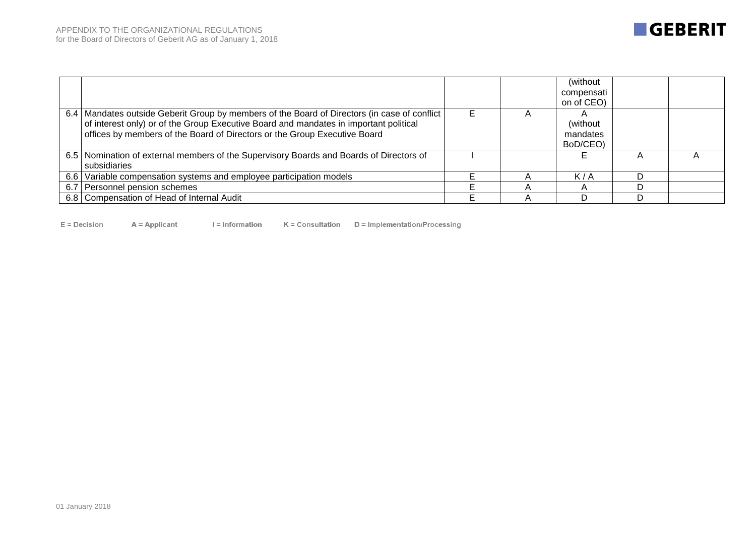| | | | | | | |
|---|---|---|---|---|---|---|
| | | | | (without compensation of CEO) | | |
| 6.4 | Mandates outside Geberit Group by members of the Board of Directors (in case of conflict of interest only) or of the Group Executive Board and mandates in important political offices by members of the Board of Directors or the Group Executive Board | E | A | A (without mandates BoD/CEO) | | |
| 6.5 | Nomination of external members of the Supervisory Boards and Boards of Directors of subsidiaries | I | | E | A | A |
| 6.6 | Variable compensation systems and employee participation models | E | A | K / A | D | |
| 6.7 | Personnel pension schemes | E | A | A | D | |
| 6.8 | Compensation of Head of Internal Audit | E | A | D | D | |

E = Decision    A = Applicant    I = Information    K = Consultation    D = Implementation/Processing